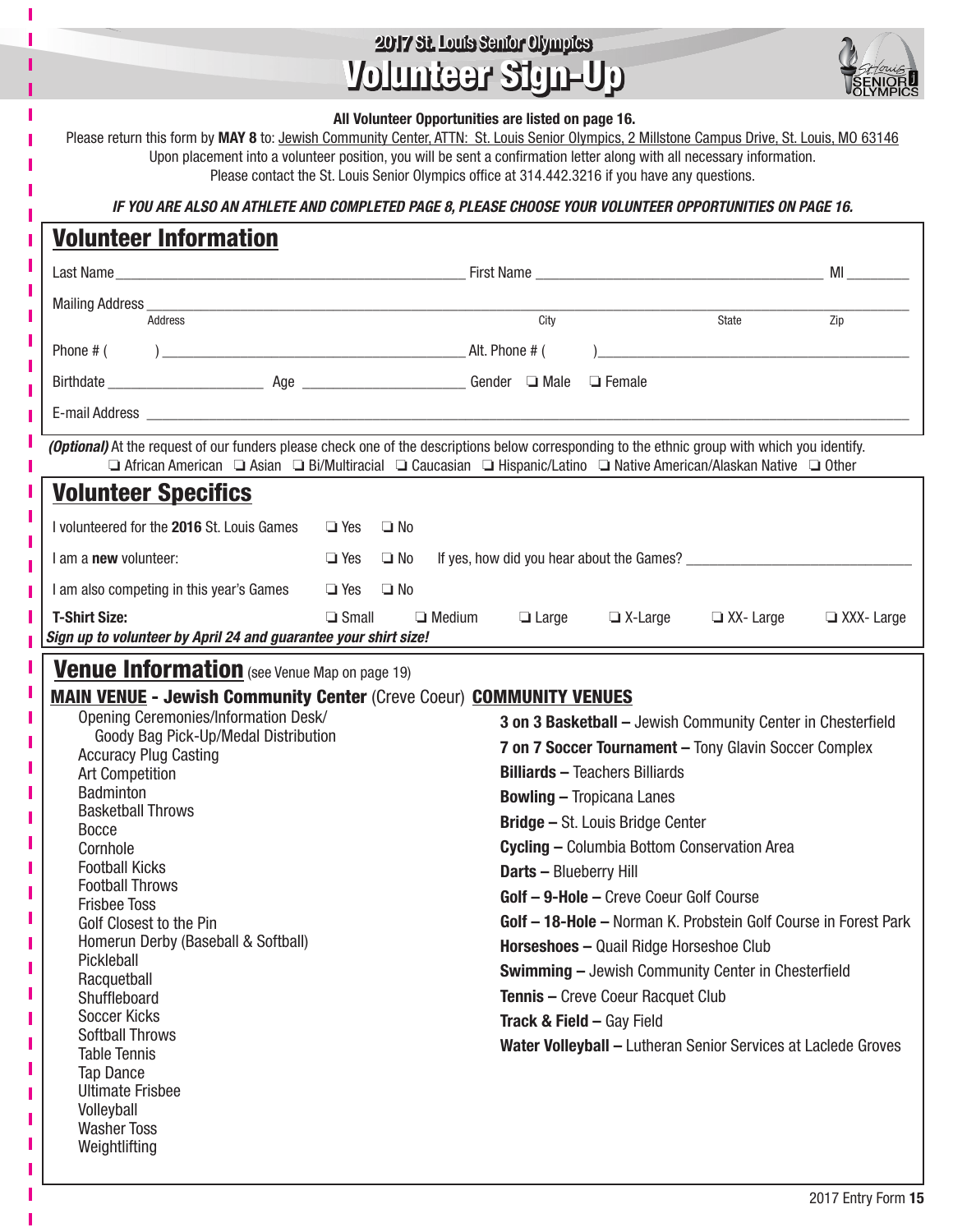# 2017 St. Louis Senior Olympics

# Volunteer Sign-Up

**All Volunteer Opportunities are listed on page 16.**

Please return this form by **MAY 8** to: Jewish Community Center, ATTN: St. Louis Senior Olympics, 2 Millstone Campus Drive, St. Louis, MO 63146

Upon placement into a volunteer position, you will be sent a confirmation letter along with all necessary information.

Please contact the St. Louis Senior Olympics office at 314.442.3216 if you have any questions.

***IF YOU ARE ALSO AN ATHLETE AND COMPLETED PAGE 8, PLEASE CHOOSE YOUR VOLUNTEER OPPORTUNITIES ON PAGE 16.***

## Volunteer Information

Last Name ______________________ First Name ______________________ MI ________

Mailing Address ______________________________________________________________

Address City State Zip

Phone # (    ) ______________________ Alt. Phone # (    ) ______________________

Birthdate ____________ Age ____________ Gender ❑ Male ❑ Female

E-mail Address ______________________________________________________________

***(Optional)*** At the request of our funders please check one of the descriptions below corresponding to the ethnic group with which you identify.
❑ African American ❑ Asian ❑ Bi/Multiracial ❑ Caucasian ❑ Hispanic/Latino ❑ Native American/Alaskan Native ❑ Other

## Volunteer Specifics

I volunteered for the **2016** St. Louis Games ❑ Yes ❑ No

I am a **new** volunteer: ❑ Yes ❑ No If yes, how did you hear about the Games? ______________________

I am also competing in this year's Games ❑ Yes ❑ No

**T-Shirt Size:** ❑ Small ❑ Medium ❑ Large ❑ X-Large ❑ XX- Large ❑ XXX- Large

***Sign up to volunteer by April 24 and guarantee your shirt size!***

## Venue Information (see Venue Map on page 19)

**MAIN VENUE - Jewish Community Center** (Creve Coeur)

- Opening Ceremonies/Information Desk/ Goody Bag Pick-Up/Medal Distribution
- Accuracy Plug Casting
- Art Competition
- Badminton
- Basketball Throws
- Bocce
- Cornhole
- Football Kicks
- Football Throws
- Frisbee Toss
- Golf Closest to the Pin
- Homerun Derby (Baseball & Softball)
- Pickleball
- Racquetball
- Shuffleboard
- Soccer Kicks
- Softball Throws
- Table Tennis
- Tap Dance
- Ultimate Frisbee
- Volleyball
- Washer Toss
- Weightlifting

**COMMUNITY VENUES**

- **3 on 3 Basketball –** Jewish Community Center in Chesterfield
- **7 on 7 Soccer Tournament –** Tony Glavin Soccer Complex
- **Billiards –** Teachers Billiards
- **Bowling –** Tropicana Lanes
- **Bridge –** St. Louis Bridge Center
- **Cycling –** Columbia Bottom Conservation Area
- **Darts –** Blueberry Hill
- **Golf – 9-Hole –** Creve Coeur Golf Course
- **Golf – 18-Hole –** Norman K. Probstein Golf Course in Forest Park
- **Horseshoes –** Quail Ridge Horseshoe Club
- **Swimming –** Jewish Community Center in Chesterfield
- **Tennis –** Creve Coeur Racquet Club
- **Track & Field –** Gay Field
- **Water Volleyball –** Lutheran Senior Services at Laclede Groves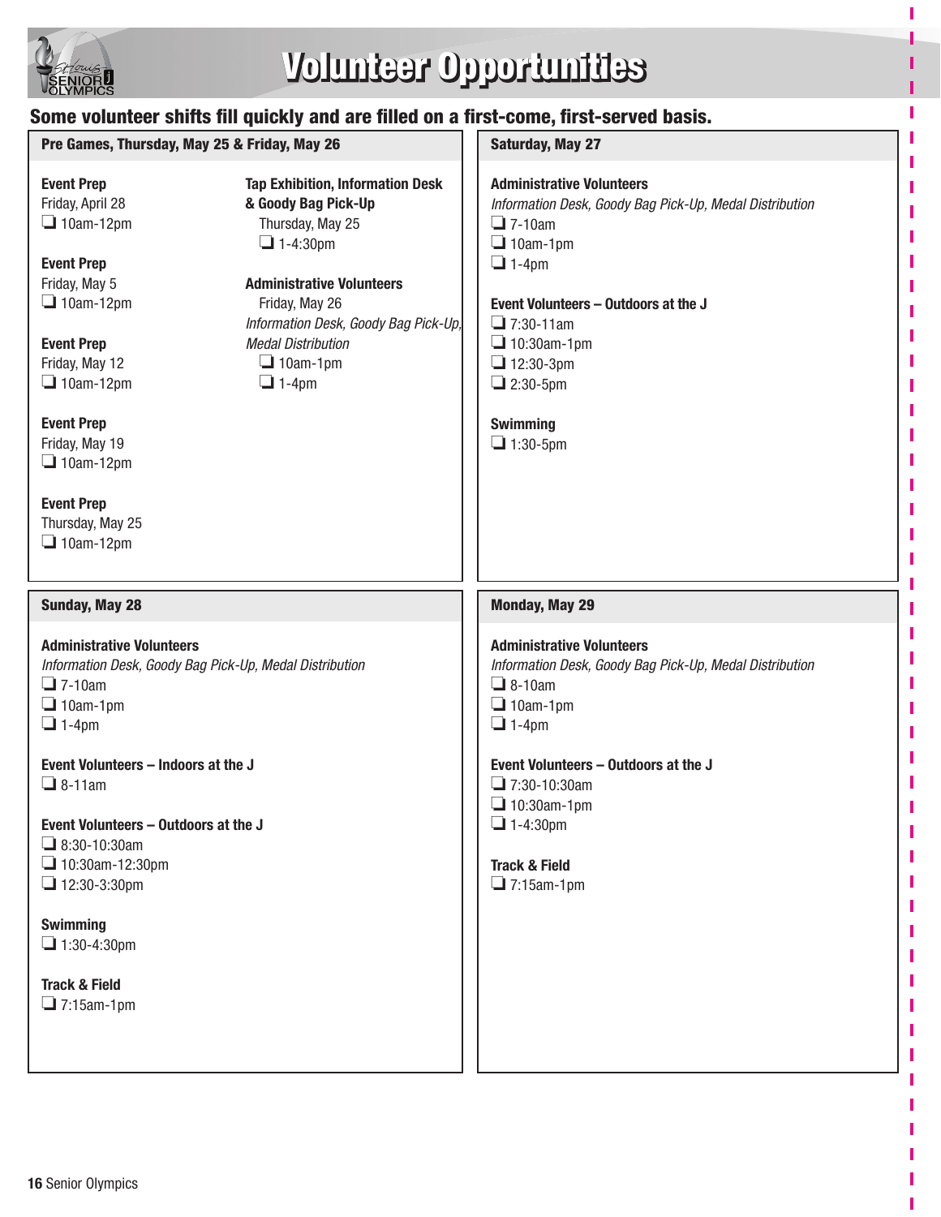# Volunteer Opportunities

**Some volunteer shifts fill quickly and are filled on a first-come, first-served basis.**

## Pre Games, Thursday, May 25 & Friday, May 26

**Event Prep**
Friday, April 28
- ❑ 10am-12pm

**Event Prep**
Friday, May 5
- ❑ 10am-12pm

**Event Prep**
Friday, May 12
- ❑ 10am-12pm

**Event Prep**
Friday, May 19
- ❑ 10am-12pm

**Event Prep**
Thursday, May 25
- ❑ 10am-12pm

**Tap Exhibition, Information Desk & Goody Bag Pick-Up**
Thursday, May 25
- ❑ 1-4:30pm

**Administrative Volunteers**
Friday, May 26
*Information Desk, Goody Bag Pick-Up, Medal Distribution*
- ❑ 10am-1pm
- ❑ 1-4pm

## Saturday, May 27

**Administrative Volunteers**
*Information Desk, Goody Bag Pick-Up, Medal Distribution*
- ❑ 7-10am
- ❑ 10am-1pm
- ❑ 1-4pm

**Event Volunteers – Outdoors at the J**
- ❑ 7:30-11am
- ❑ 10:30am-1pm
- ❑ 12:30-3pm
- ❑ 2:30-5pm

**Swimming**
- ❑ 1:30-5pm

## Sunday, May 28

**Administrative Volunteers**
*Information Desk, Goody Bag Pick-Up, Medal Distribution*
- ❑ 7-10am
- ❑ 10am-1pm
- ❑ 1-4pm

**Event Volunteers – Indoors at the J**
- ❑ 8-11am

**Event Volunteers – Outdoors at the J**
- ❑ 8:30-10:30am
- ❑ 10:30am-12:30pm
- ❑ 12:30-3:30pm

**Swimming**
- ❑ 1:30-4:30pm

**Track & Field**
- ❑ 7:15am-1pm

## Monday, May 29

**Administrative Volunteers**
*Information Desk, Goody Bag Pick-Up, Medal Distribution*
- ❑ 8-10am
- ❑ 10am-1pm
- ❑ 1-4pm

**Event Volunteers – Outdoors at the J**
- ❑ 7:30-10:30am
- ❑ 10:30am-1pm
- ❑ 1-4:30pm

**Track & Field**
- ❑ 7:15am-1pm